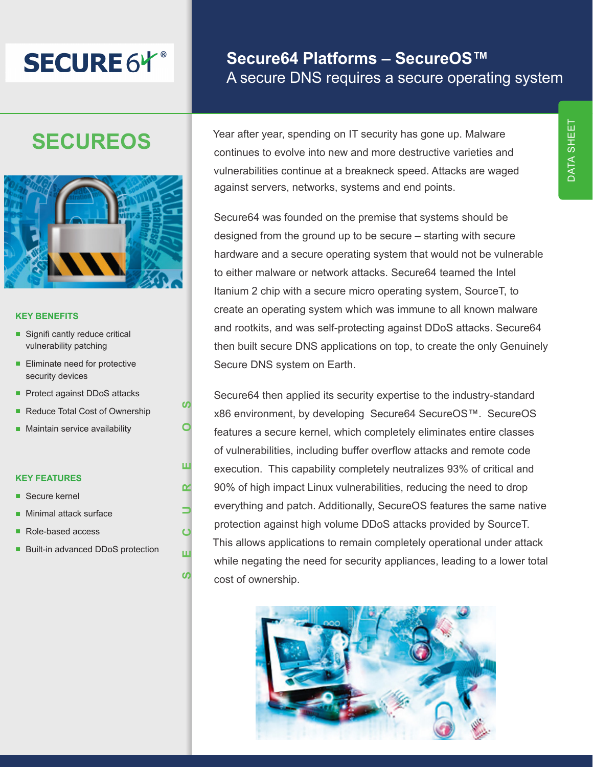# Secure64 Platforms – SecureOS™

A secure DNS requires a secure operating system

DATA SHEET

## SECUREOS

### KEY BENEFITS

- Signifi cantly reduce critical vulnerability patching
- Eliminate need for protective security devices
- Protect against DDoS attacks
- Reduce Total Cost of Ownership
- Maintain service availability

### KEY FEATURES

- Secure kernel
- Minimal attack surface
- Role-based access
- Built-in advanced DDoS protection

Year after year, spending on IT security has gone up. Malware continues to evolve into new and more destructive varieties and vulnerabilities continue at a breakneck speed. Attacks are waged against servers, networks, systems and end points.

Secure64 was founded on the premise that systems should be designed from the ground up to be secure – starting with secure hardware and a secure operating system that would not be vulnerable to either malware or network attacks. Secure64 teamed the Intel Itanium 2 chip with a secure micro operating system, SourceT, to create an operating system which was immune to all known malware and rootkits, and was self-protecting against DDoS attacks. Secure64 then built secure DNS applications on top, to create the only Genuinely Secure DNS system on Earth.

Secure64 then applied its security expertise to the industry-standard x86 environment, by developing Secure64 SecureOS™. SecureOS features a secure kernel, which completely eliminates entire classes of vulnerabilities, including buffer overflow attacks and remote code execution. This capability completely neutralizes 93% of critical and 90% of high impact Linux vulnerabilities, reducing the need to drop everything and patch. Additionally, SecureOS features the same native protection against high volume DDoS attacks provided by SourceT. This allows applications to remain completely operational under attack while negating the need for security appliances, leading to a lower total cost of ownership.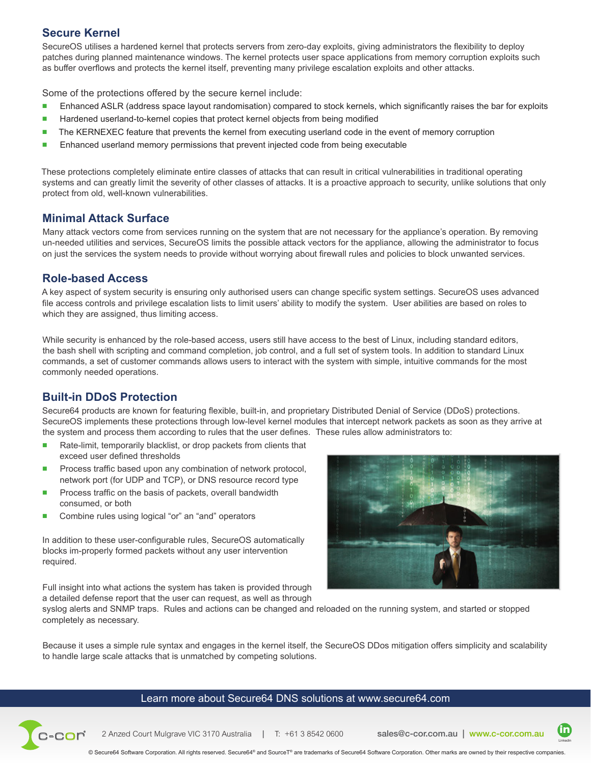## Secure Kernel

SecureOS utilises a hardened kernel that protects servers from zero-day exploits, giving administrators the flexibility to deploy patches during planned maintenance windows. The kernel protects user space applications from memory corruption exploits such as buffer overflows and protects the kernel itself, preventing many privilege escalation exploits and other attacks.

Some of the protections offered by the secure kernel include:

- Enhanced ASLR (address space layout randomisation) compared to stock kernels, which significantly raises the bar for exploits
- Hardened userland-to-kernel copies that protect kernel objects from being modified
- The KERNEXEC feature that prevents the kernel from executing userland code in the event of memory corruption
- Enhanced userland memory permissions that prevent injected code from being executable

These protections completely eliminate entire classes of attacks that can result in critical vulnerabilities in traditional operating systems and can greatly limit the severity of other classes of attacks. It is a proactive approach to security, unlike solutions that only protect from old, well-known vulnerabilities.

## Minimal Attack Surface

Many attack vectors come from services running on the system that are not necessary for the appliance's operation. By removing un-needed utilities and services, SecureOS limits the possible attack vectors for the appliance, allowing the administrator to focus on just the services the system needs to provide without worrying about firewall rules and policies to block unwanted services.

## Role-based Access

A key aspect of system security is ensuring only authorised users can change specific system settings. SecureOS uses advanced file access controls and privilege escalation lists to limit users' ability to modify the system. User abilities are based on roles to which they are assigned, thus limiting access.

While security is enhanced by the role-based access, users still have access to the best of Linux, including standard editors, the bash shell with scripting and command completion, job control, and a full set of system tools. In addition to standard Linux commands, a set of customer commands allows users to interact with the system with simple, intuitive commands for the most commonly needed operations.

## Built-in DDoS Protection

Secure64 products are known for featuring flexible, built-in, and proprietary Distributed Denial of Service (DDoS) protections. SecureOS implements these protections through low-level kernel modules that intercept network packets as soon as they arrive at the system and process them according to rules that the user defines. These rules allow administrators to:

- Rate-limit, temporarily blacklist, or drop packets from clients that exceed user defined thresholds
- Process traffic based upon any combination of network protocol, network port (for UDP and TCP), or DNS resource record type
- Process traffic on the basis of packets, overall bandwidth consumed, or both
- Combine rules using logical "or" an "and" operators

In addition to these user-configurable rules, SecureOS automatically blocks im-properly formed packets without any user intervention required.

Full insight into what actions the system has taken is provided through a detailed defense report that the user can request, as well as through syslog alerts and SNMP traps. Rules and actions can be changed and reloaded on the running system, and started or stopped completely as necessary.

Because it uses a simple rule syntax and engages in the kernel itself, the SecureOS DDos mitigation offers simplicity and scalability to handle large scale attacks that is unmatched by competing solutions.

Learn more about Secure64 DNS solutions at www.secure64.com

c-cor | 2 Anzed Court Mulgrave VIC 3170 Australia | T: +61 3 8542 0600 | sales@c-cor.com.au | www.c-cor.com.au

© Secure64 Software Corporation. All rights reserved. Secure64® and SourceT® are trademarks of Secure64 Software Corporation. Other marks are owned by their respective companies.